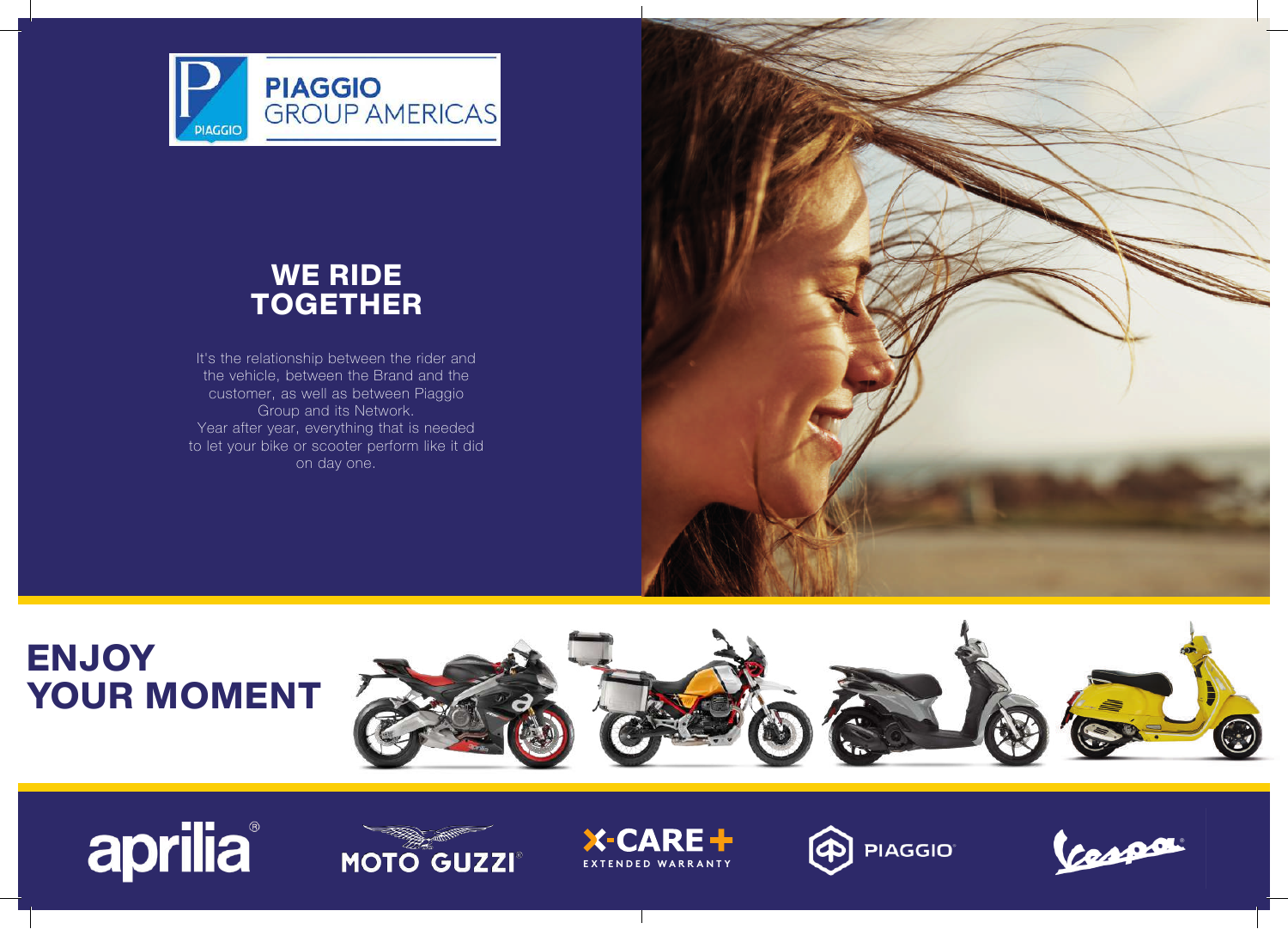PIAGGIO GROUP AMERICAS

# WE RIDE TOGETHER

It's the relationship between the rider and the vehicle, between the Brand and the customer, as well as between Piaggio Group and its Network.
Year after year, everything that is needed to let your bike or scooter perform like it did on day one.

# ENJOY YOUR MOMENT

aprilia® MOTO GUZZI® X-CARE+ EXTENDED WARRANTY PIAGGIO® Vespa®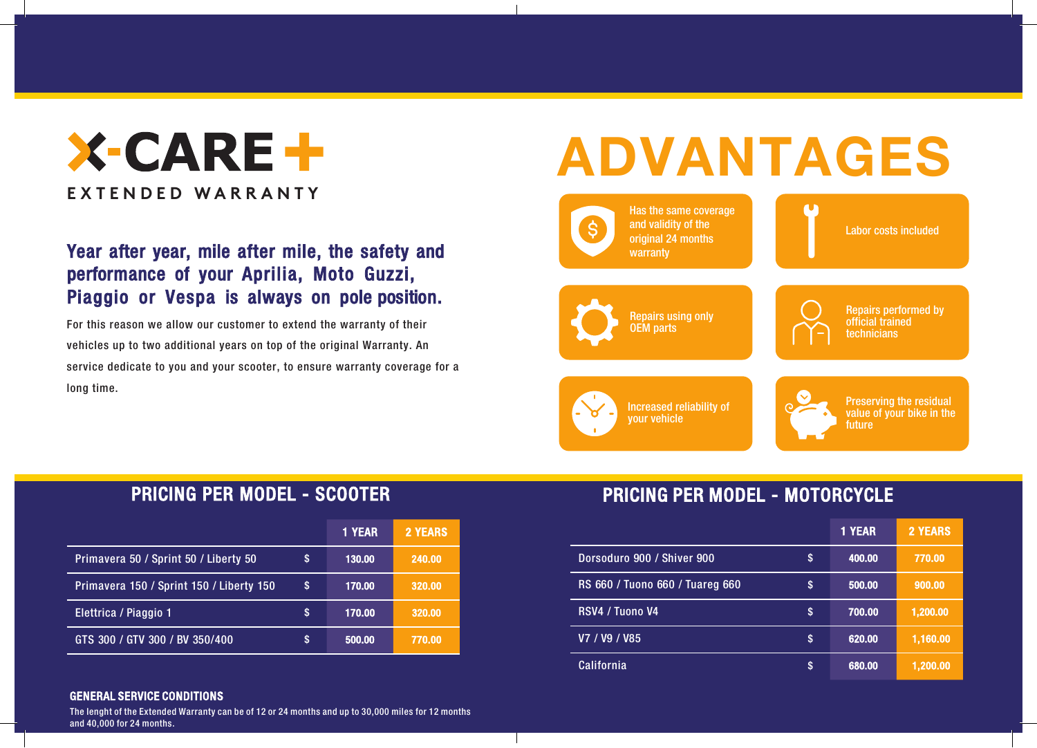# X-CARE+

EXTENDED WARRANTY

**Year after year, mile after mile, the safety and performance of your Aprilia, Moto Guzzi, Piaggio or Vespa is always on pole position.**

For this reason we allow our customer to extend the warranty of their vehicles up to two additional years on top of the original Warranty. An service dedicate to you and your scooter, to ensure warranty coverage for a long time.

# ADVANTAGES

- Has the same coverage and validity of the original 24 months warranty
- Labor costs included
- Repairs using only OEM parts
- Repairs performed by official trained technicians
- Increased reliability of your vehicle
- Preserving the residual value of your bike in the future

## PRICING PER MODEL - SCOOTER

| | | 1 YEAR | 2 YEARS |
|---|---|---|---|
| Primavera 50 / Sprint 50 / Liberty 50 | $ | 130.00 | 240.00 |
| Primavera 150 / Sprint 150 / Liberty 150 | $ | 170.00 | 320.00 |
| Elettrica / Piaggio 1 | $ | 170.00 | 320.00 |
| GTS 300 / GTV 300 / BV 350/400 | $ | 500.00 | 770.00 |

## PRICING PER MODEL - MOTORCYCLE

| | | 1 YEAR | 2 YEARS |
|---|---|---|---|
| Dorsoduro 900 / Shiver 900 | $ | 400.00 | 770.00 |
| RS 660 / Tuono 660 / Tuareg 660 | $ | 500.00 | 900.00 |
| RSV4 / Tuono V4 | $ | 700.00 | 1,200.00 |
| V7 / V9 / V85 | $ | 620.00 | 1,160.00 |
| California | $ | 680.00 | 1,200.00 |

### GENERAL SERVICE CONDITIONS

The lenght of the Extended Warranty can be of 12 or 24 months and up to 30,000 miles for 12 months and 40,000 for 24 months.